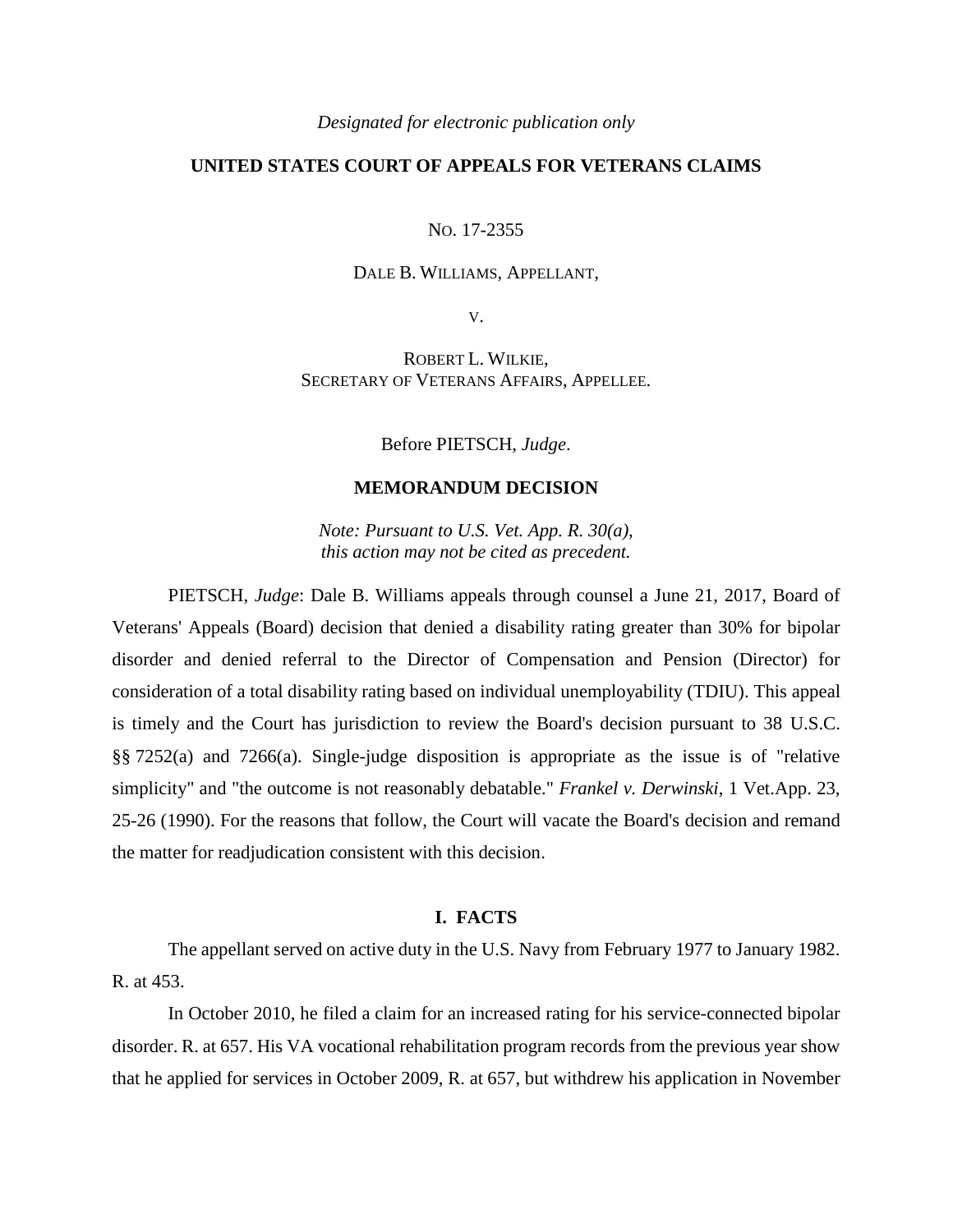*Designated for electronic publication only*

**UNITED STATES COURT OF APPEALS FOR VETERANS CLAIMS**

NO. 17-2355

DALE B. WILLIAMS, APPELLANT,

V.

ROBERT L. WILKIE,
SECRETARY OF VETERANS AFFAIRS, APPELLEE.

Before PIETSCH, *Judge*.

**MEMORANDUM DECISION**

*Note: Pursuant to U.S. Vet. App. R. 30(a), this action may not be cited as precedent.*

PIETSCH, *Judge*: Dale B. Williams appeals through counsel a June 21, 2017, Board of Veterans' Appeals (Board) decision that denied a disability rating greater than 30% for bipolar disorder and denied referral to the Director of Compensation and Pension (Director) for consideration of a total disability rating based on individual unemployability (TDIU). This appeal is timely and the Court has jurisdiction to review the Board's decision pursuant to 38 U.S.C. §§ 7252(a) and 7266(a). Single-judge disposition is appropriate as the issue is of "relative simplicity" and "the outcome is not reasonably debatable." *Frankel v. Derwinski*, 1 Vet.App. 23, 25-26 (1990). For the reasons that follow, the Court will vacate the Board's decision and remand the matter for readjudication consistent with this decision.

## I. FACTS

The appellant served on active duty in the U.S. Navy from February 1977 to January 1982. R. at 453.

In October 2010, he filed a claim for an increased rating for his service-connected bipolar disorder. R. at 657. His VA vocational rehabilitation program records from the previous year show that he applied for services in October 2009, R. at 657, but withdrew his application in November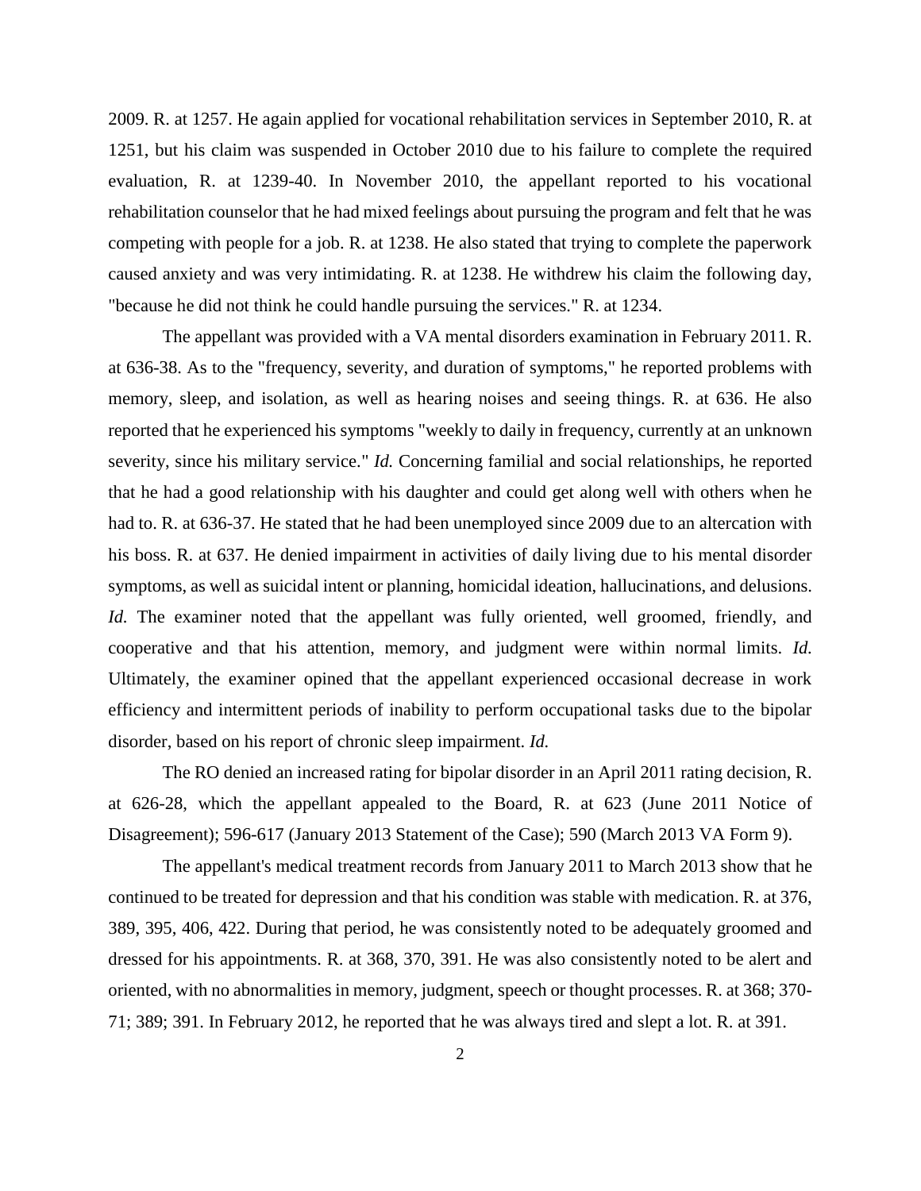2009. R. at 1257. He again applied for vocational rehabilitation services in September 2010, R. at 1251, but his claim was suspended in October 2010 due to his failure to complete the required evaluation, R. at 1239-40. In November 2010, the appellant reported to his vocational rehabilitation counselor that he had mixed feelings about pursuing the program and felt that he was competing with people for a job. R. at 1238. He also stated that trying to complete the paperwork caused anxiety and was very intimidating. R. at 1238. He withdrew his claim the following day, "because he did not think he could handle pursuing the services." R. at 1234.

The appellant was provided with a VA mental disorders examination in February 2011. R. at 636-38. As to the "frequency, severity, and duration of symptoms," he reported problems with memory, sleep, and isolation, as well as hearing noises and seeing things. R. at 636. He also reported that he experienced his symptoms "weekly to daily in frequency, currently at an unknown severity, since his military service." *Id.* Concerning familial and social relationships, he reported that he had a good relationship with his daughter and could get along well with others when he had to. R. at 636-37. He stated that he had been unemployed since 2009 due to an altercation with his boss. R. at 637. He denied impairment in activities of daily living due to his mental disorder symptoms, as well as suicidal intent or planning, homicidal ideation, hallucinations, and delusions. *Id.* The examiner noted that the appellant was fully oriented, well groomed, friendly, and cooperative and that his attention, memory, and judgment were within normal limits. *Id.* Ultimately, the examiner opined that the appellant experienced occasional decrease in work efficiency and intermittent periods of inability to perform occupational tasks due to the bipolar disorder, based on his report of chronic sleep impairment. *Id.*

The RO denied an increased rating for bipolar disorder in an April 2011 rating decision, R. at 626-28, which the appellant appealed to the Board, R. at 623 (June 2011 Notice of Disagreement); 596-617 (January 2013 Statement of the Case); 590 (March 2013 VA Form 9).

The appellant's medical treatment records from January 2011 to March 2013 show that he continued to be treated for depression and that his condition was stable with medication. R. at 376, 389, 395, 406, 422. During that period, he was consistently noted to be adequately groomed and dressed for his appointments. R. at 368, 370, 391. He was also consistently noted to be alert and oriented, with no abnormalities in memory, judgment, speech or thought processes. R. at 368; 370-71; 389; 391. In February 2012, he reported that he was always tired and slept a lot. R. at 391.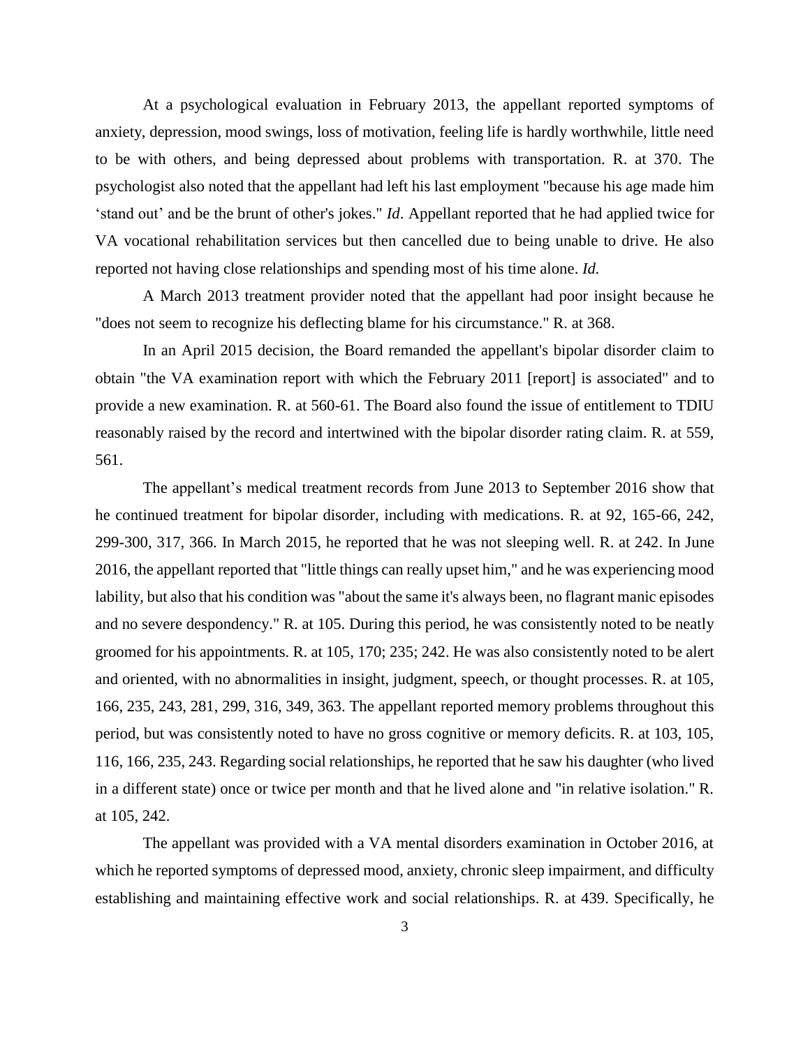At a psychological evaluation in February 2013, the appellant reported symptoms of anxiety, depression, mood swings, loss of motivation, feeling life is hardly worthwhile, little need to be with others, and being depressed about problems with transportation. R. at 370. The psychologist also noted that the appellant had left his last employment "because his age made him 'stand out' and be the brunt of other's jokes." *Id*. Appellant reported that he had applied twice for VA vocational rehabilitation services but then cancelled due to being unable to drive. He also reported not having close relationships and spending most of his time alone. *Id.*

A March 2013 treatment provider noted that the appellant had poor insight because he "does not seem to recognize his deflecting blame for his circumstance." R. at 368.

In an April 2015 decision, the Board remanded the appellant's bipolar disorder claim to obtain "the VA examination report with which the February 2011 [report] is associated" and to provide a new examination. R. at 560-61. The Board also found the issue of entitlement to TDIU reasonably raised by the record and intertwined with the bipolar disorder rating claim. R. at 559, 561.

The appellant's medical treatment records from June 2013 to September 2016 show that he continued treatment for bipolar disorder, including with medications. R. at 92, 165-66, 242, 299-300, 317, 366. In March 2015, he reported that he was not sleeping well. R. at 242. In June 2016, the appellant reported that "little things can really upset him," and he was experiencing mood lability, but also that his condition was "about the same it's always been, no flagrant manic episodes and no severe despondency." R. at 105. During this period, he was consistently noted to be neatly groomed for his appointments. R. at 105, 170; 235; 242. He was also consistently noted to be alert and oriented, with no abnormalities in insight, judgment, speech, or thought processes. R. at 105, 166, 235, 243, 281, 299, 316, 349, 363. The appellant reported memory problems throughout this period, but was consistently noted to have no gross cognitive or memory deficits. R. at 103, 105, 116, 166, 235, 243. Regarding social relationships, he reported that he saw his daughter (who lived in a different state) once or twice per month and that he lived alone and "in relative isolation." R. at 105, 242.

The appellant was provided with a VA mental disorders examination in October 2016, at which he reported symptoms of depressed mood, anxiety, chronic sleep impairment, and difficulty establishing and maintaining effective work and social relationships. R. at 439. Specifically, he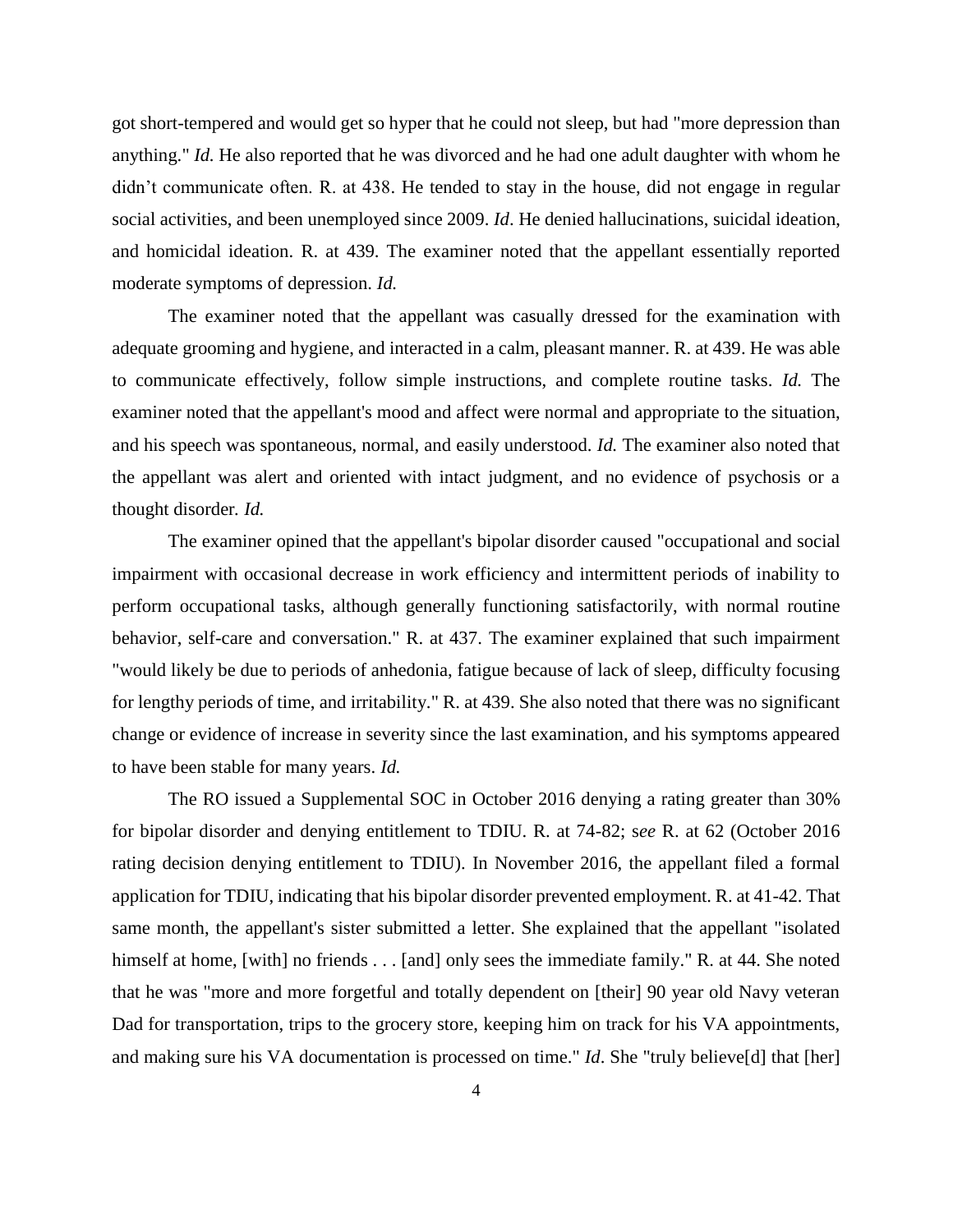got short-tempered and would get so hyper that he could not sleep, but had "more depression than anything." *Id.* He also reported that he was divorced and he had one adult daughter with whom he didn't communicate often. R. at 438. He tended to stay in the house, did not engage in regular social activities, and been unemployed since 2009. *Id*. He denied hallucinations, suicidal ideation, and homicidal ideation. R. at 439. The examiner noted that the appellant essentially reported moderate symptoms of depression. *Id.*

The examiner noted that the appellant was casually dressed for the examination with adequate grooming and hygiene, and interacted in a calm, pleasant manner. R. at 439. He was able to communicate effectively, follow simple instructions, and complete routine tasks. *Id.* The examiner noted that the appellant's mood and affect were normal and appropriate to the situation, and his speech was spontaneous, normal, and easily understood. *Id.* The examiner also noted that the appellant was alert and oriented with intact judgment, and no evidence of psychosis or a thought disorder. *Id.*

The examiner opined that the appellant's bipolar disorder caused "occupational and social impairment with occasional decrease in work efficiency and intermittent periods of inability to perform occupational tasks, although generally functioning satisfactorily, with normal routine behavior, self-care and conversation." R. at 437. The examiner explained that such impairment "would likely be due to periods of anhedonia, fatigue because of lack of sleep, difficulty focusing for lengthy periods of time, and irritability." R. at 439. She also noted that there was no significant change or evidence of increase in severity since the last examination, and his symptoms appeared to have been stable for many years. *Id.*

The RO issued a Supplemental SOC in October 2016 denying a rating greater than 30% for bipolar disorder and denying entitlement to TDIU. R. at 74-82; s*ee* R. at 62 (October 2016 rating decision denying entitlement to TDIU). In November 2016, the appellant filed a formal application for TDIU, indicating that his bipolar disorder prevented employment. R. at 41-42. That same month, the appellant's sister submitted a letter. She explained that the appellant "isolated himself at home, [with] no friends . . . [and] only sees the immediate family." R. at 44. She noted that he was "more and more forgetful and totally dependent on [their] 90 year old Navy veteran Dad for transportation, trips to the grocery store, keeping him on track for his VA appointments, and making sure his VA documentation is processed on time." *Id*. She "truly believe[d] that [her]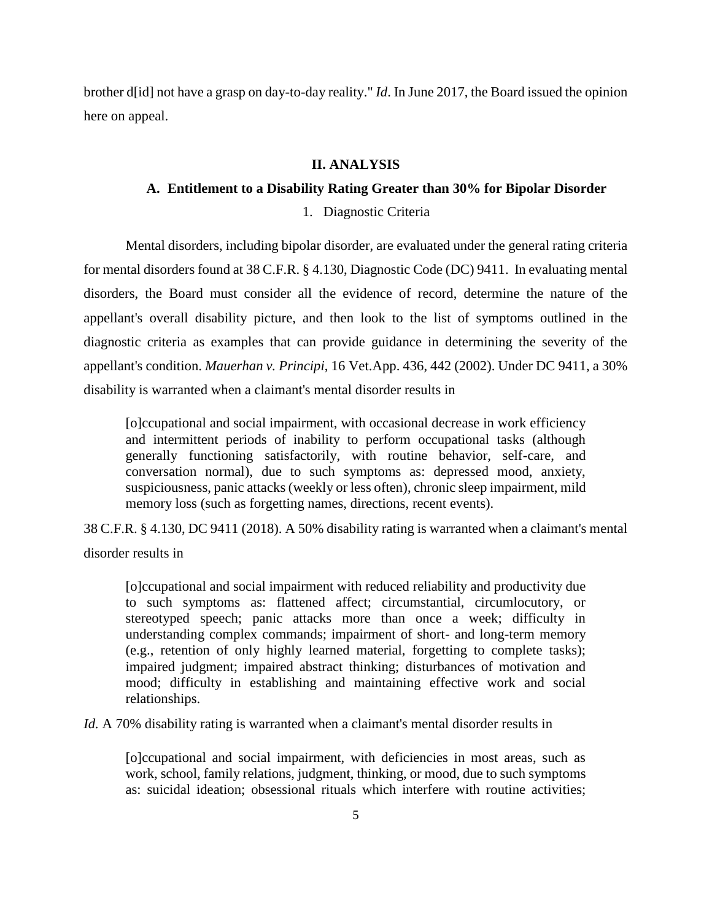brother d[id] not have a grasp on day-to-day reality." *Id*. In June 2017, the Board issued the opinion here on appeal.

## II. ANALYSIS

### A. Entitlement to a Disability Rating Greater than 30% for Bipolar Disorder

#### 1. Diagnostic Criteria

Mental disorders, including bipolar disorder, are evaluated under the general rating criteria for mental disorders found at 38 C.F.R. § 4.130, Diagnostic Code (DC) 9411. In evaluating mental disorders, the Board must consider all the evidence of record, determine the nature of the appellant's overall disability picture, and then look to the list of symptoms outlined in the diagnostic criteria as examples that can provide guidance in determining the severity of the appellant's condition. *Mauerhan v. Principi*, 16 Vet.App. 436, 442 (2002). Under DC 9411, a 30% disability is warranted when a claimant's mental disorder results in

> [o]ccupational and social impairment, with occasional decrease in work efficiency and intermittent periods of inability to perform occupational tasks (although generally functioning satisfactorily, with routine behavior, self-care, and conversation normal), due to such symptoms as: depressed mood, anxiety, suspiciousness, panic attacks (weekly or less often), chronic sleep impairment, mild memory loss (such as forgetting names, directions, recent events).

38 C.F.R. § 4.130, DC 9411 (2018). A 50% disability rating is warranted when a claimant's mental disorder results in

> [o]ccupational and social impairment with reduced reliability and productivity due to such symptoms as: flattened affect; circumstantial, circumlocutory, or stereotyped speech; panic attacks more than once a week; difficulty in understanding complex commands; impairment of short- and long-term memory (e.g., retention of only highly learned material, forgetting to complete tasks); impaired judgment; impaired abstract thinking; disturbances of motivation and mood; difficulty in establishing and maintaining effective work and social relationships.

*Id.* A 70% disability rating is warranted when a claimant's mental disorder results in

> [o]ccupational and social impairment, with deficiencies in most areas, such as work, school, family relations, judgment, thinking, or mood, due to such symptoms as: suicidal ideation; obsessional rituals which interfere with routine activities;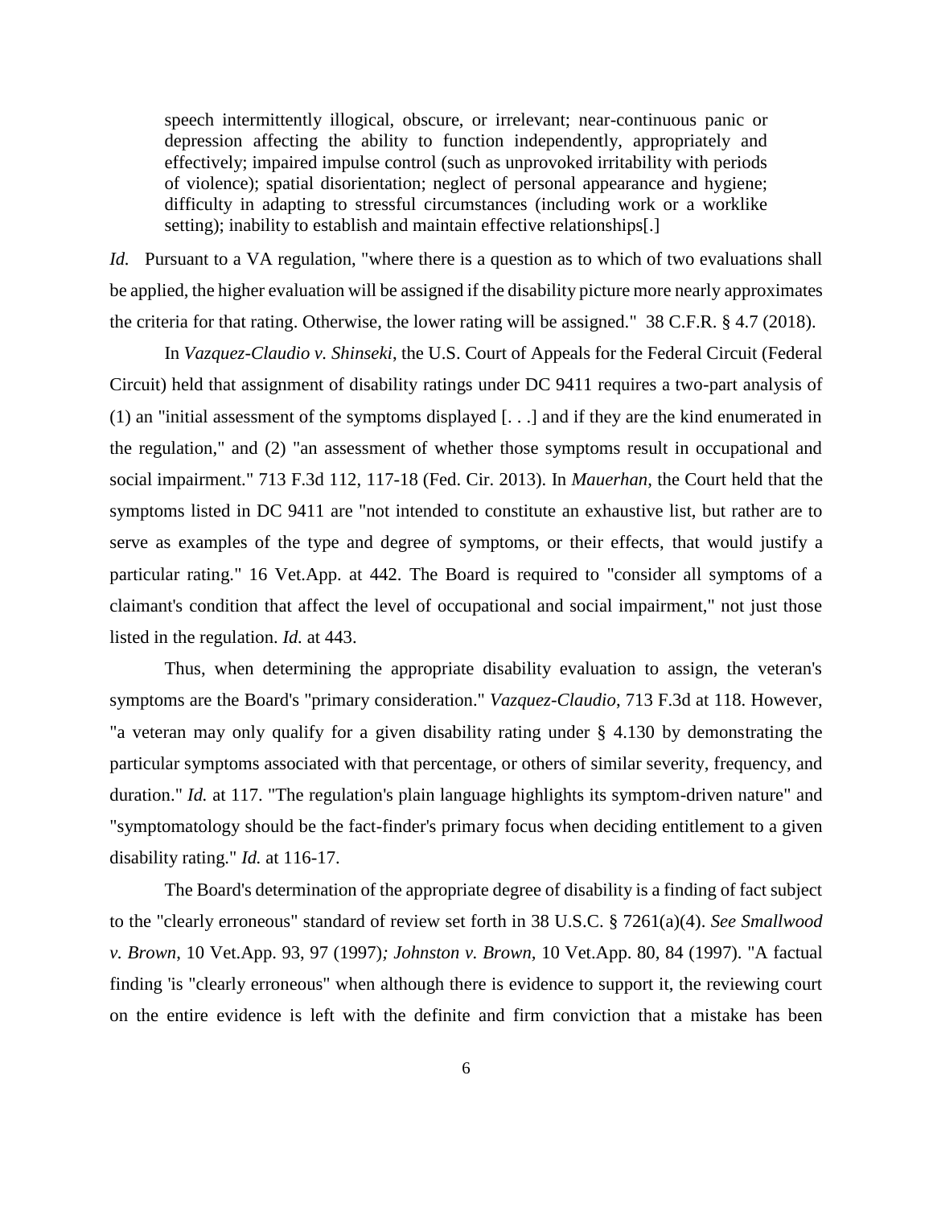> speech intermittently illogical, obscure, or irrelevant; near-continuous panic or depression affecting the ability to function independently, appropriately and effectively; impaired impulse control (such as unprovoked irritability with periods of violence); spatial disorientation; neglect of personal appearance and hygiene; difficulty in adapting to stressful circumstances (including work or a worklike setting); inability to establish and maintain effective relationships[.]

*Id.* Pursuant to a VA regulation, "where there is a question as to which of two evaluations shall be applied, the higher evaluation will be assigned if the disability picture more nearly approximates the criteria for that rating. Otherwise, the lower rating will be assigned." 38 C.F.R. § 4.7 (2018).

In *Vazquez-Claudio v. Shinseki*, the U.S. Court of Appeals for the Federal Circuit (Federal Circuit) held that assignment of disability ratings under DC 9411 requires a two-part analysis of (1) an "initial assessment of the symptoms displayed [. . .] and if they are the kind enumerated in the regulation," and (2) "an assessment of whether those symptoms result in occupational and social impairment." 713 F.3d 112, 117-18 (Fed. Cir. 2013). In *Mauerhan*, the Court held that the symptoms listed in DC 9411 are "not intended to constitute an exhaustive list, but rather are to serve as examples of the type and degree of symptoms, or their effects, that would justify a particular rating." 16 Vet.App. at 442. The Board is required to "consider all symptoms of a claimant's condition that affect the level of occupational and social impairment," not just those listed in the regulation. *Id.* at 443.

Thus, when determining the appropriate disability evaluation to assign, the veteran's symptoms are the Board's "primary consideration." *Vazquez-Claudio*, 713 F.3d at 118. However, "a veteran may only qualify for a given disability rating under § 4.130 by demonstrating the particular symptoms associated with that percentage, or others of similar severity, frequency, and duration." *Id.* at 117. "The regulation's plain language highlights its symptom-driven nature" and "symptomatology should be the fact-finder's primary focus when deciding entitlement to a given disability rating." *Id.* at 116-17.

The Board's determination of the appropriate degree of disability is a finding of fact subject to the "clearly erroneous" standard of review set forth in 38 U.S.C. § 7261(a)(4). *See Smallwood v. Brown*, 10 Vet.App. 93, 97 (1997)*; Johnston v. Brown,* 10 Vet.App. 80, 84 (1997). "A factual finding 'is "clearly erroneous" when although there is evidence to support it, the reviewing court on the entire evidence is left with the definite and firm conviction that a mistake has been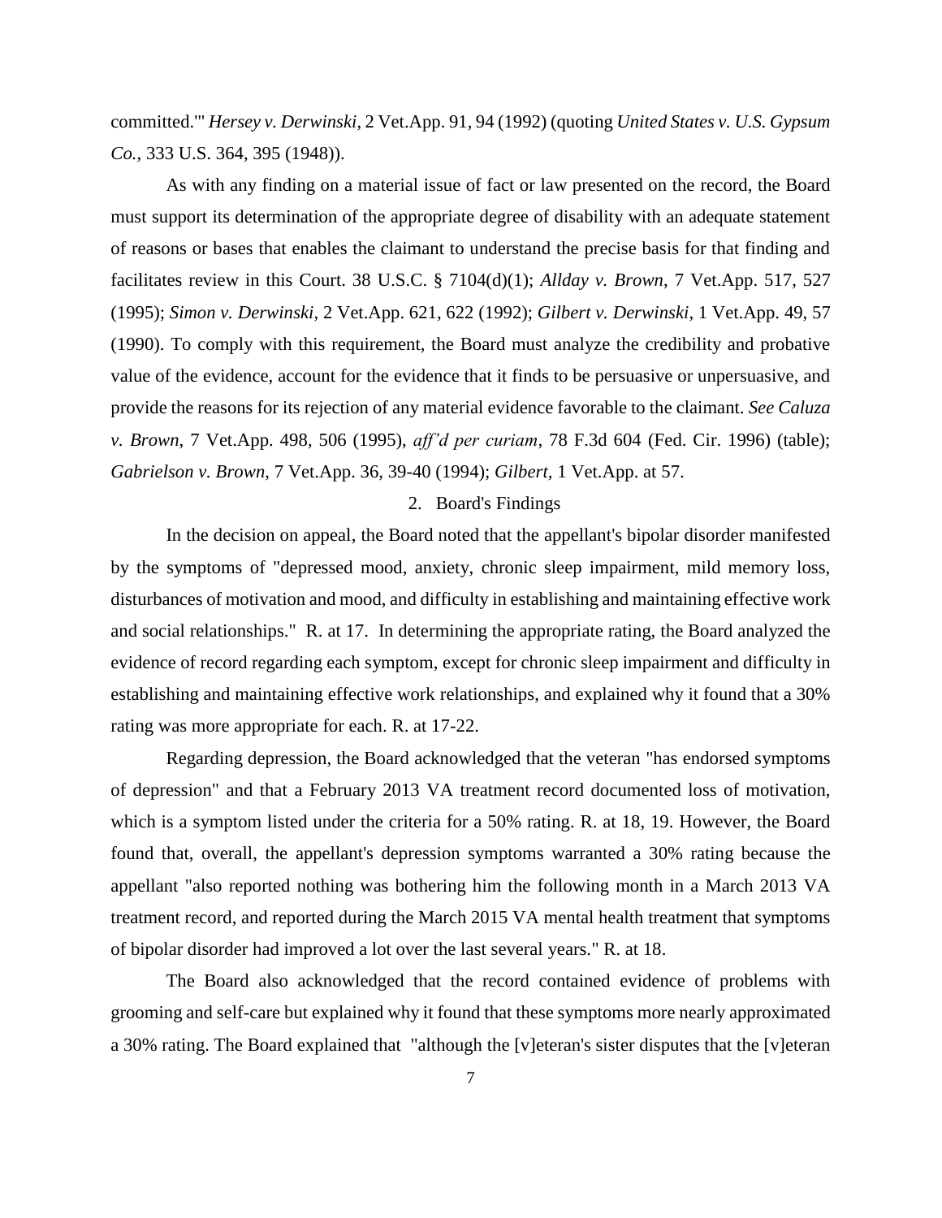committed.'" *Hersey v. Derwinski*, 2 Vet.App. 91, 94 (1992) (quoting *United States v. U.S. Gypsum Co.*, 333 U.S. 364, 395 (1948)).

As with any finding on a material issue of fact or law presented on the record, the Board must support its determination of the appropriate degree of disability with an adequate statement of reasons or bases that enables the claimant to understand the precise basis for that finding and facilitates review in this Court. 38 U.S.C. § 7104(d)(1); *Allday v. Brown*, 7 Vet.App. 517, 527 (1995); *Simon v. Derwinski*, 2 Vet.App. 621, 622 (1992); *Gilbert v. Derwinski*, 1 Vet.App. 49, 57 (1990). To comply with this requirement, the Board must analyze the credibility and probative value of the evidence, account for the evidence that it finds to be persuasive or unpersuasive, and provide the reasons for its rejection of any material evidence favorable to the claimant. *See Caluza v. Brown*, 7 Vet.App. 498, 506 (1995), *aff'd per curiam*, 78 F.3d 604 (Fed. Cir. 1996) (table); *Gabrielson v. Brown*, 7 Vet.App. 36, 39-40 (1994); *Gilbert*, 1 Vet.App. at 57.

2. Board's Findings

In the decision on appeal, the Board noted that the appellant's bipolar disorder manifested by the symptoms of "depressed mood, anxiety, chronic sleep impairment, mild memory loss, disturbances of motivation and mood, and difficulty in establishing and maintaining effective work and social relationships." R. at 17. In determining the appropriate rating, the Board analyzed the evidence of record regarding each symptom, except for chronic sleep impairment and difficulty in establishing and maintaining effective work relationships, and explained why it found that a 30% rating was more appropriate for each. R. at 17-22.

Regarding depression, the Board acknowledged that the veteran "has endorsed symptoms of depression" and that a February 2013 VA treatment record documented loss of motivation, which is a symptom listed under the criteria for a 50% rating. R. at 18, 19. However, the Board found that, overall, the appellant's depression symptoms warranted a 30% rating because the appellant "also reported nothing was bothering him the following month in a March 2013 VA treatment record, and reported during the March 2015 VA mental health treatment that symptoms of bipolar disorder had improved a lot over the last several years." R. at 18.

The Board also acknowledged that the record contained evidence of problems with grooming and self-care but explained why it found that these symptoms more nearly approximated a 30% rating. The Board explained that "although the [v]eteran's sister disputes that the [v]eteran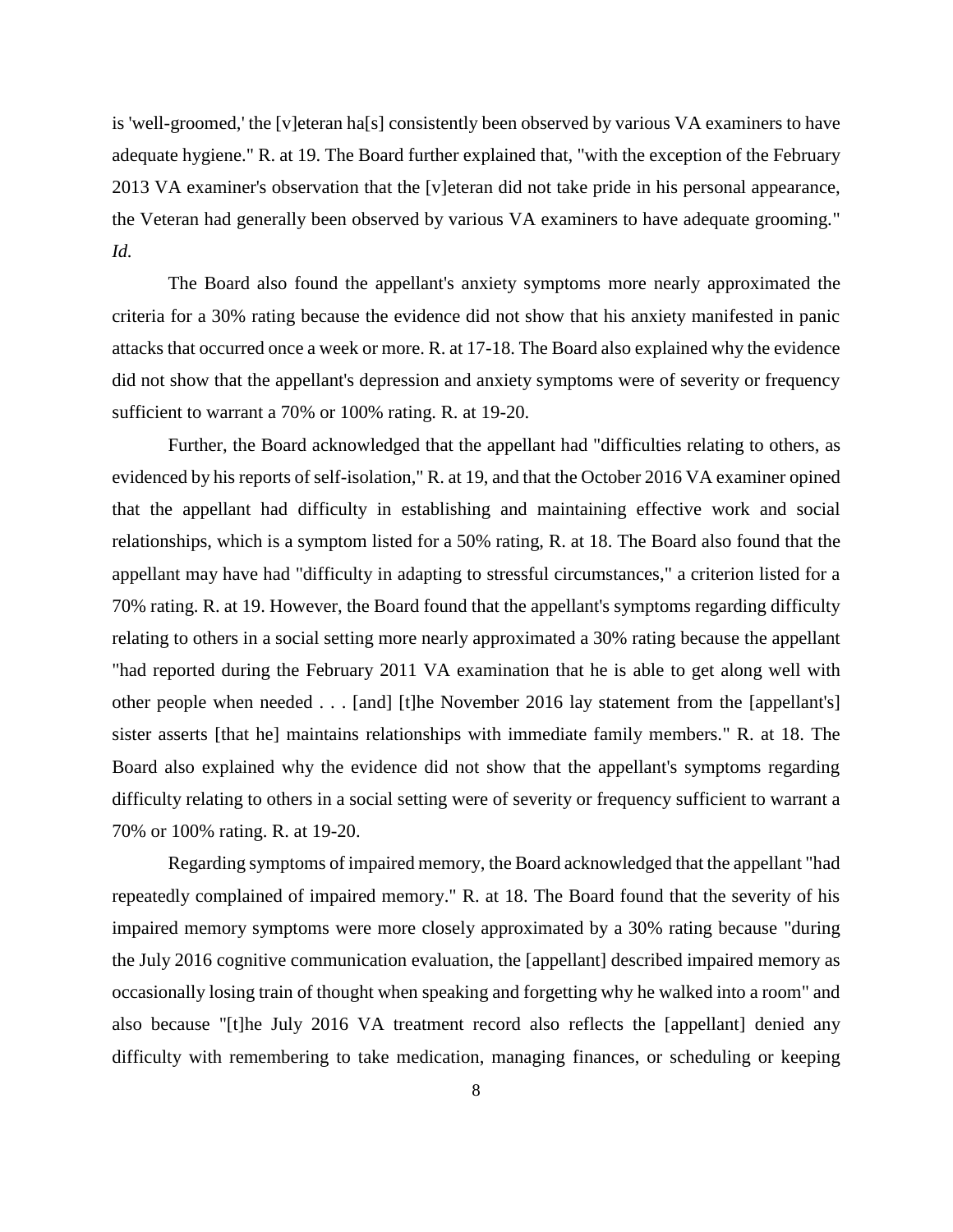is 'well-groomed,' the [v]eteran ha[s] consistently been observed by various VA examiners to have adequate hygiene." R. at 19. The Board further explained that, "with the exception of the February 2013 VA examiner's observation that the [v]eteran did not take pride in his personal appearance, the Veteran had generally been observed by various VA examiners to have adequate grooming." *Id.*

The Board also found the appellant's anxiety symptoms more nearly approximated the criteria for a 30% rating because the evidence did not show that his anxiety manifested in panic attacks that occurred once a week or more. R. at 17-18. The Board also explained why the evidence did not show that the appellant's depression and anxiety symptoms were of severity or frequency sufficient to warrant a 70% or 100% rating. R. at 19-20.

Further, the Board acknowledged that the appellant had "difficulties relating to others, as evidenced by his reports of self-isolation," R. at 19, and that the October 2016 VA examiner opined that the appellant had difficulty in establishing and maintaining effective work and social relationships, which is a symptom listed for a 50% rating, R. at 18. The Board also found that the appellant may have had "difficulty in adapting to stressful circumstances," a criterion listed for a 70% rating. R. at 19. However, the Board found that the appellant's symptoms regarding difficulty relating to others in a social setting more nearly approximated a 30% rating because the appellant "had reported during the February 2011 VA examination that he is able to get along well with other people when needed . . . [and] [t]he November 2016 lay statement from the [appellant's] sister asserts [that he] maintains relationships with immediate family members." R. at 18. The Board also explained why the evidence did not show that the appellant's symptoms regarding difficulty relating to others in a social setting were of severity or frequency sufficient to warrant a 70% or 100% rating. R. at 19-20.

Regarding symptoms of impaired memory, the Board acknowledged that the appellant "had repeatedly complained of impaired memory." R. at 18. The Board found that the severity of his impaired memory symptoms were more closely approximated by a 30% rating because "during the July 2016 cognitive communication evaluation, the [appellant] described impaired memory as occasionally losing train of thought when speaking and forgetting why he walked into a room" and also because "[t]he July 2016 VA treatment record also reflects the [appellant] denied any difficulty with remembering to take medication, managing finances, or scheduling or keeping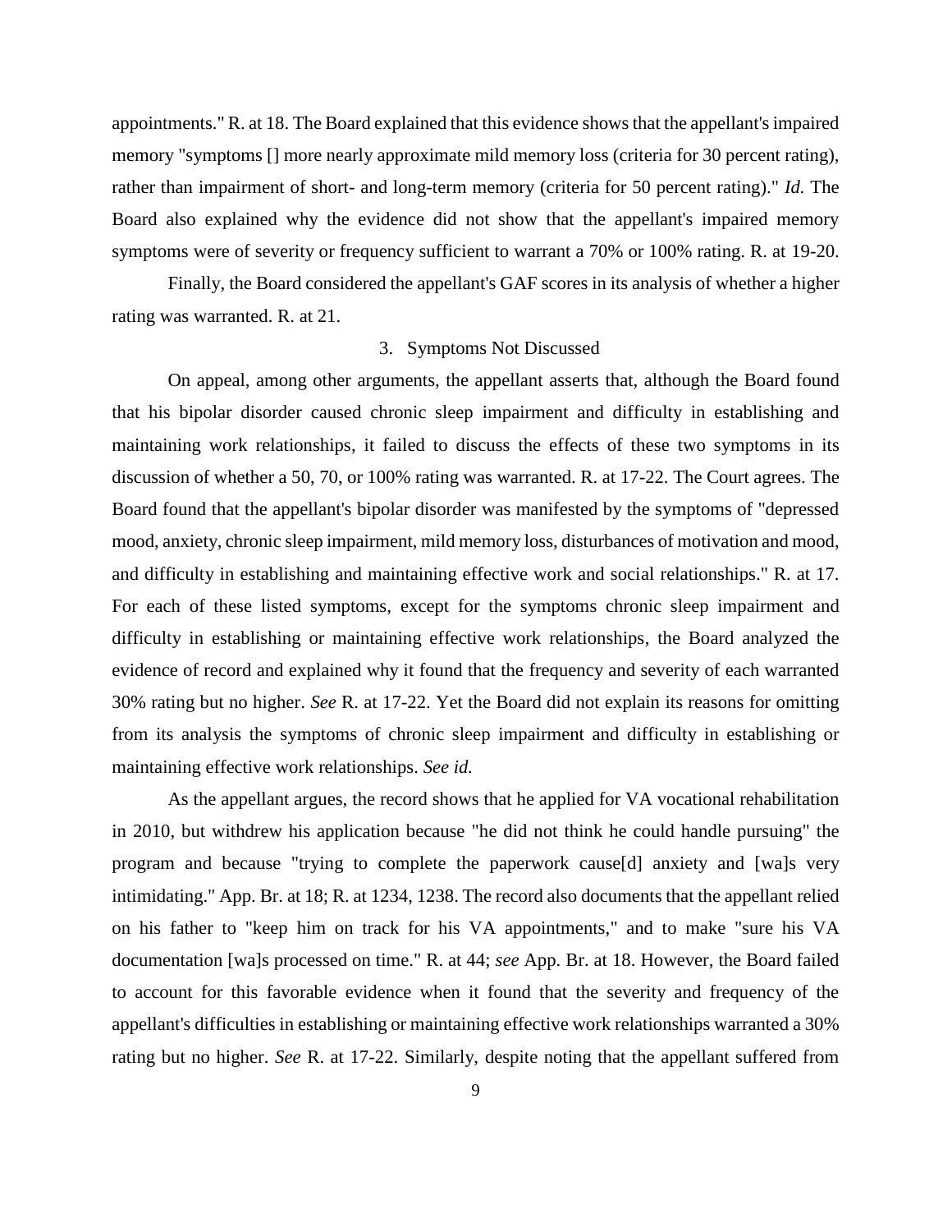appointments." R. at 18. The Board explained that this evidence shows that the appellant's impaired memory "symptoms [] more nearly approximate mild memory loss (criteria for 30 percent rating), rather than impairment of short- and long-term memory (criteria for 50 percent rating)." *Id.* The Board also explained why the evidence did not show that the appellant's impaired memory symptoms were of severity or frequency sufficient to warrant a 70% or 100% rating. R. at 19-20.

Finally, the Board considered the appellant's GAF scores in its analysis of whether a higher rating was warranted. R. at 21.

### 3. Symptoms Not Discussed

On appeal, among other arguments, the appellant asserts that, although the Board found that his bipolar disorder caused chronic sleep impairment and difficulty in establishing and maintaining work relationships, it failed to discuss the effects of these two symptoms in its discussion of whether a 50, 70, or 100% rating was warranted. R. at 17-22. The Court agrees. The Board found that the appellant's bipolar disorder was manifested by the symptoms of "depressed mood, anxiety, chronic sleep impairment, mild memory loss, disturbances of motivation and mood, and difficulty in establishing and maintaining effective work and social relationships." R. at 17. For each of these listed symptoms, except for the symptoms chronic sleep impairment and difficulty in establishing or maintaining effective work relationships, the Board analyzed the evidence of record and explained why it found that the frequency and severity of each warranted 30% rating but no higher. *See* R. at 17-22. Yet the Board did not explain its reasons for omitting from its analysis the symptoms of chronic sleep impairment and difficulty in establishing or maintaining effective work relationships. *See id.*

As the appellant argues, the record shows that he applied for VA vocational rehabilitation in 2010, but withdrew his application because "he did not think he could handle pursuing" the program and because "trying to complete the paperwork cause[d] anxiety and [wa]s very intimidating." App. Br. at 18; R. at 1234, 1238. The record also documents that the appellant relied on his father to "keep him on track for his VA appointments," and to make "sure his VA documentation [wa]s processed on time." R. at 44; *see* App. Br. at 18. However, the Board failed to account for this favorable evidence when it found that the severity and frequency of the appellant's difficulties in establishing or maintaining effective work relationships warranted a 30% rating but no higher. *See* R. at 17-22. Similarly, despite noting that the appellant suffered from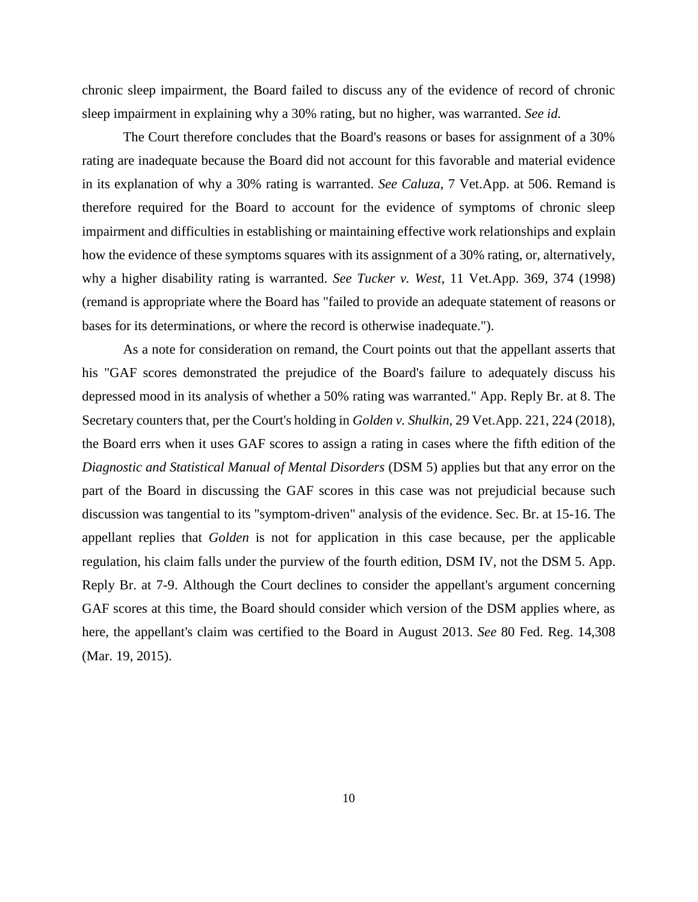chronic sleep impairment, the Board failed to discuss any of the evidence of record of chronic sleep impairment in explaining why a 30% rating, but no higher, was warranted. *See id.*

The Court therefore concludes that the Board's reasons or bases for assignment of a 30% rating are inadequate because the Board did not account for this favorable and material evidence in its explanation of why a 30% rating is warranted. *See Caluza*, 7 Vet.App. at 506. Remand is therefore required for the Board to account for the evidence of symptoms of chronic sleep impairment and difficulties in establishing or maintaining effective work relationships and explain how the evidence of these symptoms squares with its assignment of a 30% rating, or, alternatively, why a higher disability rating is warranted. *See Tucker v. West*, 11 Vet.App. 369, 374 (1998) (remand is appropriate where the Board has "failed to provide an adequate statement of reasons or bases for its determinations, or where the record is otherwise inadequate.").

As a note for consideration on remand, the Court points out that the appellant asserts that his "GAF scores demonstrated the prejudice of the Board's failure to adequately discuss his depressed mood in its analysis of whether a 50% rating was warranted." App. Reply Br. at 8. The Secretary counters that, per the Court's holding in *Golden v. Shulkin*, 29 Vet.App. 221, 224 (2018), the Board errs when it uses GAF scores to assign a rating in cases where the fifth edition of the *Diagnostic and Statistical Manual of Mental Disorders* (DSM 5) applies but that any error on the part of the Board in discussing the GAF scores in this case was not prejudicial because such discussion was tangential to its "symptom-driven" analysis of the evidence. Sec. Br. at 15-16. The appellant replies that *Golden* is not for application in this case because, per the applicable regulation, his claim falls under the purview of the fourth edition, DSM IV, not the DSM 5. App. Reply Br. at 7-9. Although the Court declines to consider the appellant's argument concerning GAF scores at this time, the Board should consider which version of the DSM applies where, as here, the appellant's claim was certified to the Board in August 2013. *See* 80 Fed. Reg. 14,308 (Mar. 19, 2015).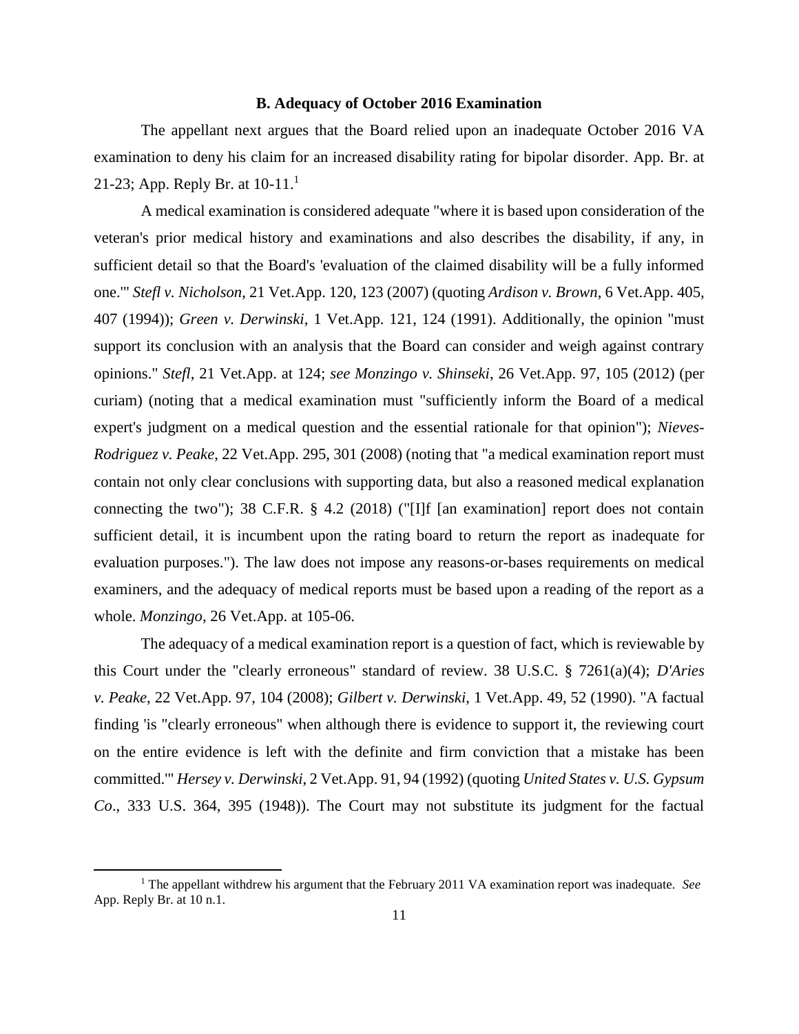### B. Adequacy of October 2016 Examination

The appellant next argues that the Board relied upon an inadequate October 2016 VA examination to deny his claim for an increased disability rating for bipolar disorder. App. Br. at 21-23; App. Reply Br. at 10-11.[1]

A medical examination is considered adequate "where it is based upon consideration of the veteran's prior medical history and examinations and also describes the disability, if any, in sufficient detail so that the Board's 'evaluation of the claimed disability will be a fully informed one.'" *Stefl v. Nicholson*, 21 Vet.App. 120, 123 (2007) (quoting *Ardison v. Brown*, 6 Vet.App. 405, 407 (1994)); *Green v. Derwinski*, 1 Vet.App. 121, 124 (1991). Additionally, the opinion "must support its conclusion with an analysis that the Board can consider and weigh against contrary opinions." *Stefl*, 21 Vet.App. at 124; *see Monzingo v. Shinseki*, 26 Vet.App. 97, 105 (2012) (per curiam) (noting that a medical examination must "sufficiently inform the Board of a medical expert's judgment on a medical question and the essential rationale for that opinion"); *Nieves-Rodriguez v. Peake*, 22 Vet.App. 295, 301 (2008) (noting that "a medical examination report must contain not only clear conclusions with supporting data, but also a reasoned medical explanation connecting the two"); 38 C.F.R. § 4.2 (2018) ("[I]f [an examination] report does not contain sufficient detail, it is incumbent upon the rating board to return the report as inadequate for evaluation purposes."). The law does not impose any reasons-or-bases requirements on medical examiners, and the adequacy of medical reports must be based upon a reading of the report as a whole. *Monzingo*, 26 Vet.App. at 105-06.

The adequacy of a medical examination report is a question of fact, which is reviewable by this Court under the "clearly erroneous" standard of review. 38 U.S.C. § 7261(a)(4); *D'Aries v. Peake*, 22 Vet.App. 97, 104 (2008); *Gilbert v. Derwinski*, 1 Vet.App. 49, 52 (1990). "A factual finding 'is "clearly erroneous" when although there is evidence to support it, the reviewing court on the entire evidence is left with the definite and firm conviction that a mistake has been committed.'" *Hersey v. Derwinski*, 2 Vet.App. 91, 94 (1992) (quoting *United States v. U.S. Gypsum Co*., 333 U.S. 364, 395 (1948)). The Court may not substitute its judgment for the factual

[1] The appellant withdrew his argument that the February 2011 VA examination report was inadequate. *See* App. Reply Br. at 10 n.1.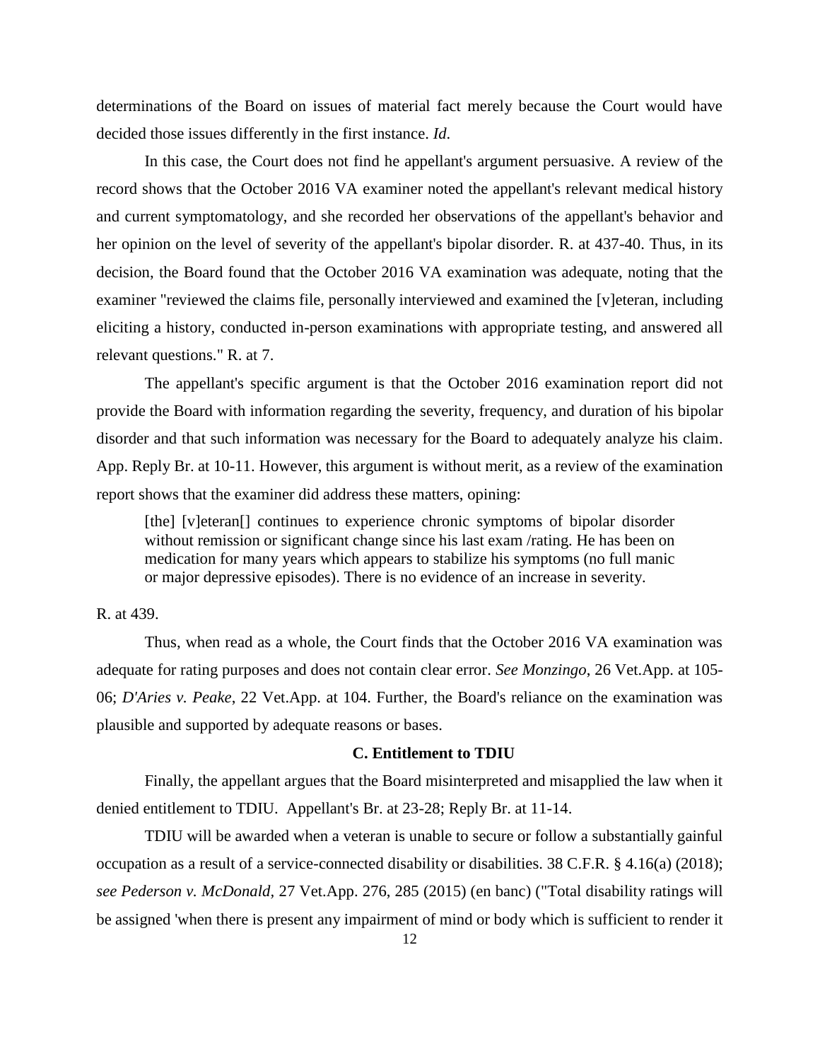determinations of the Board on issues of material fact merely because the Court would have decided those issues differently in the first instance. *Id.*

In this case, the Court does not find he appellant's argument persuasive. A review of the record shows that the October 2016 VA examiner noted the appellant's relevant medical history and current symptomatology, and she recorded her observations of the appellant's behavior and her opinion on the level of severity of the appellant's bipolar disorder. R. at 437-40. Thus, in its decision, the Board found that the October 2016 VA examination was adequate, noting that the examiner "reviewed the claims file, personally interviewed and examined the [v]eteran, including eliciting a history, conducted in-person examinations with appropriate testing, and answered all relevant questions." R. at 7.

The appellant's specific argument is that the October 2016 examination report did not provide the Board with information regarding the severity, frequency, and duration of his bipolar disorder and that such information was necessary for the Board to adequately analyze his claim. App. Reply Br. at 10-11. However, this argument is without merit, as a review of the examination report shows that the examiner did address these matters, opining:

> [the] [v]eteran[] continues to experience chronic symptoms of bipolar disorder without remission or significant change since his last exam /rating. He has been on medication for many years which appears to stabilize his symptoms (no full manic or major depressive episodes). There is no evidence of an increase in severity.

R. at 439.

Thus, when read as a whole, the Court finds that the October 2016 VA examination was adequate for rating purposes and does not contain clear error. *See Monzingo*, 26 Vet.App. at 105-06; *D'Aries v. Peake*, 22 Vet.App. at 104. Further, the Board's reliance on the examination was plausible and supported by adequate reasons or bases.

### C. Entitlement to TDIU

Finally, the appellant argues that the Board misinterpreted and misapplied the law when it denied entitlement to TDIU. Appellant's Br. at 23-28; Reply Br. at 11-14.

TDIU will be awarded when a veteran is unable to secure or follow a substantially gainful occupation as a result of a service-connected disability or disabilities. 38 C.F.R. § 4.16(a) (2018); *see Pederson v. McDonald*, 27 Vet.App. 276, 285 (2015) (en banc) ("Total disability ratings will be assigned 'when there is present any impairment of mind or body which is sufficient to render it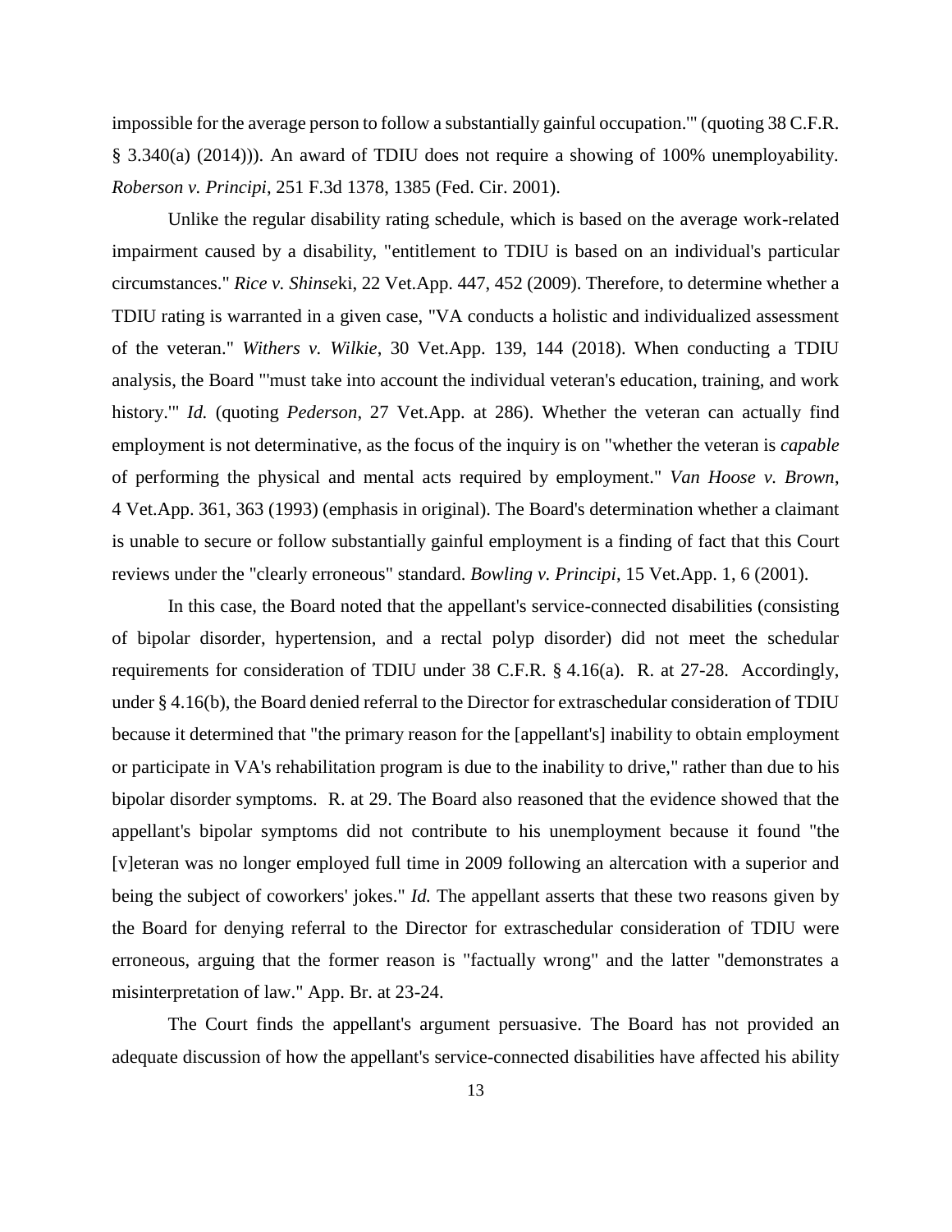impossible for the average person to follow a substantially gainful occupation.'" (quoting 38 C.F.R. § 3.340(a) (2014))). An award of TDIU does not require a showing of 100% unemployability. *Roberson v. Principi*, 251 F.3d 1378, 1385 (Fed. Cir. 2001).

Unlike the regular disability rating schedule, which is based on the average work-related impairment caused by a disability, "entitlement to TDIU is based on an individual's particular circumstances." *Rice v. Shinseki*, 22 Vet.App. 447, 452 (2009). Therefore, to determine whether a TDIU rating is warranted in a given case, "VA conducts a holistic and individualized assessment of the veteran." *Withers v. Wilkie*, 30 Vet.App. 139, 144 (2018). When conducting a TDIU analysis, the Board "'must take into account the individual veteran's education, training, and work history.'" *Id.* (quoting *Pederson*, 27 Vet.App. at 286). Whether the veteran can actually find employment is not determinative, as the focus of the inquiry is on "whether the veteran is *capable* of performing the physical and mental acts required by employment." *Van Hoose v. Brown*, 4 Vet.App. 361, 363 (1993) (emphasis in original). The Board's determination whether a claimant is unable to secure or follow substantially gainful employment is a finding of fact that this Court reviews under the "clearly erroneous" standard. *Bowling v. Principi*, 15 Vet.App. 1, 6 (2001).

In this case, the Board noted that the appellant's service-connected disabilities (consisting of bipolar disorder, hypertension, and a rectal polyp disorder) did not meet the schedular requirements for consideration of TDIU under 38 C.F.R. § 4.16(a). R. at 27-28. Accordingly, under § 4.16(b), the Board denied referral to the Director for extraschedular consideration of TDIU because it determined that "the primary reason for the [appellant's] inability to obtain employment or participate in VA's rehabilitation program is due to the inability to drive," rather than due to his bipolar disorder symptoms. R. at 29. The Board also reasoned that the evidence showed that the appellant's bipolar symptoms did not contribute to his unemployment because it found "the [v]eteran was no longer employed full time in 2009 following an altercation with a superior and being the subject of coworkers' jokes." *Id.* The appellant asserts that these two reasons given by the Board for denying referral to the Director for extraschedular consideration of TDIU were erroneous, arguing that the former reason is "factually wrong" and the latter "demonstrates a misinterpretation of law." App. Br. at 23-24.

The Court finds the appellant's argument persuasive. The Board has not provided an adequate discussion of how the appellant's service-connected disabilities have affected his ability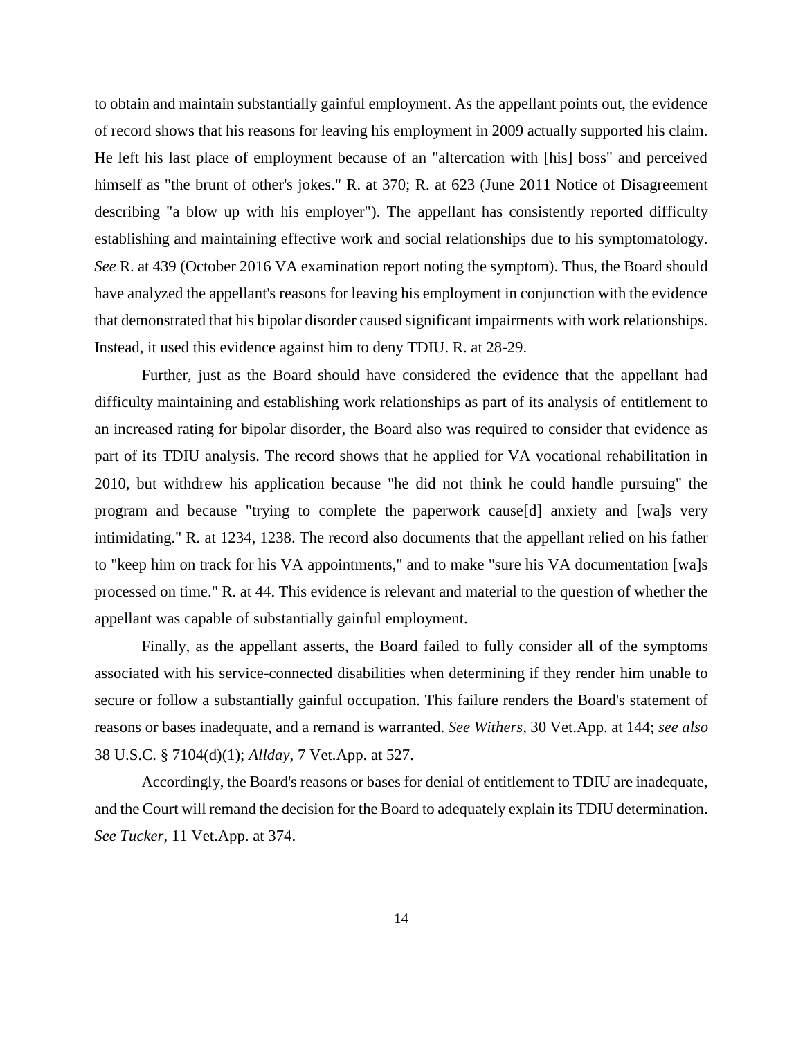to obtain and maintain substantially gainful employment. As the appellant points out, the evidence of record shows that his reasons for leaving his employment in 2009 actually supported his claim. He left his last place of employment because of an "altercation with [his] boss" and perceived himself as "the brunt of other's jokes." R. at 370; R. at 623 (June 2011 Notice of Disagreement describing "a blow up with his employer"). The appellant has consistently reported difficulty establishing and maintaining effective work and social relationships due to his symptomatology. *See* R. at 439 (October 2016 VA examination report noting the symptom). Thus, the Board should have analyzed the appellant's reasons for leaving his employment in conjunction with the evidence that demonstrated that his bipolar disorder caused significant impairments with work relationships. Instead, it used this evidence against him to deny TDIU. R. at 28-29.

Further, just as the Board should have considered the evidence that the appellant had difficulty maintaining and establishing work relationships as part of its analysis of entitlement to an increased rating for bipolar disorder, the Board also was required to consider that evidence as part of its TDIU analysis. The record shows that he applied for VA vocational rehabilitation in 2010, but withdrew his application because "he did not think he could handle pursuing" the program and because "trying to complete the paperwork cause[d] anxiety and [wa]s very intimidating." R. at 1234, 1238. The record also documents that the appellant relied on his father to "keep him on track for his VA appointments," and to make "sure his VA documentation [wa]s processed on time." R. at 44. This evidence is relevant and material to the question of whether the appellant was capable of substantially gainful employment.

Finally, as the appellant asserts, the Board failed to fully consider all of the symptoms associated with his service-connected disabilities when determining if they render him unable to secure or follow a substantially gainful occupation. This failure renders the Board's statement of reasons or bases inadequate, and a remand is warranted. *See Withers*, 30 Vet.App. at 144; *see also* 38 U.S.C. § 7104(d)(1); *Allday*, 7 Vet.App. at 527.

Accordingly, the Board's reasons or bases for denial of entitlement to TDIU are inadequate, and the Court will remand the decision for the Board to adequately explain its TDIU determination. *See Tucker*, 11 Vet.App. at 374.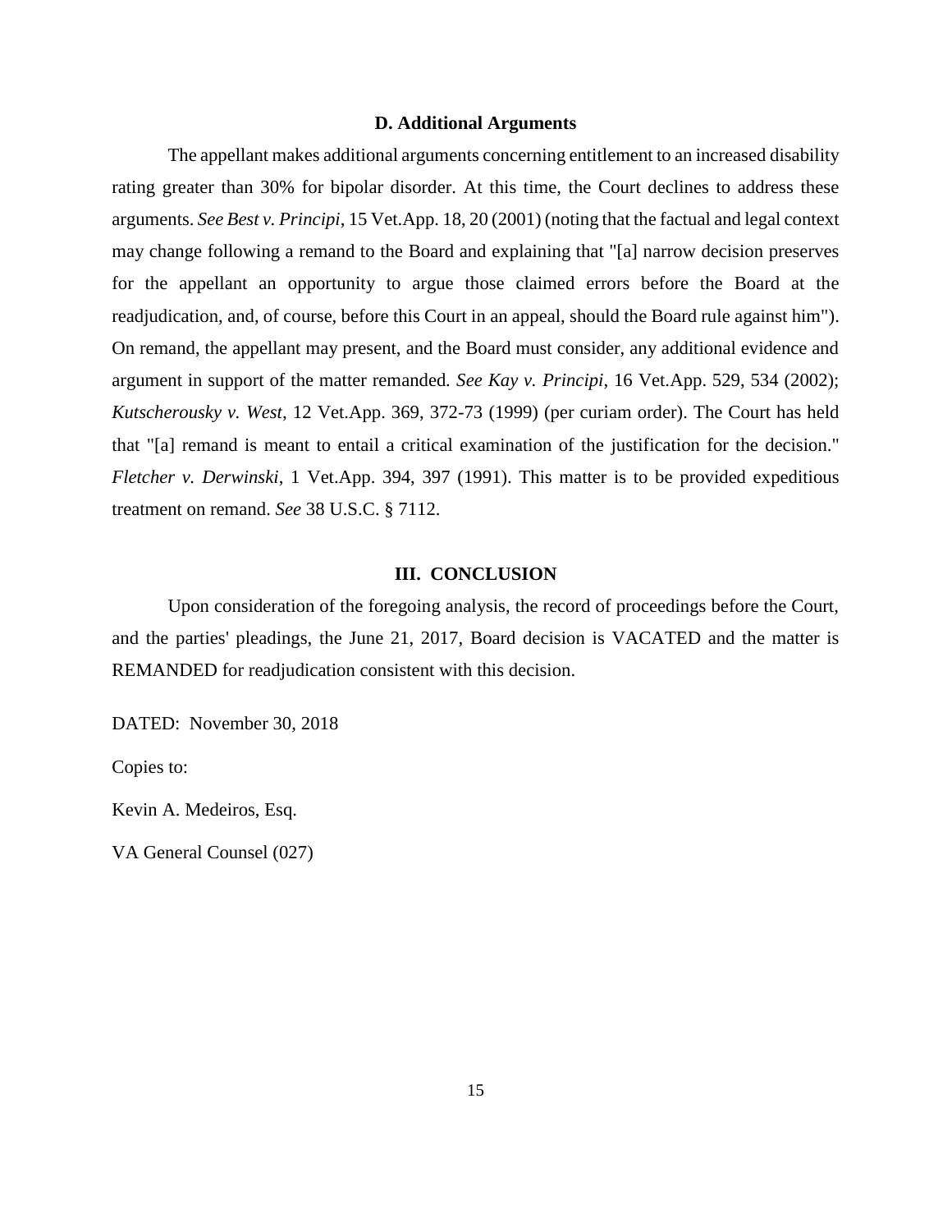### D. Additional Arguments

The appellant makes additional arguments concerning entitlement to an increased disability rating greater than 30% for bipolar disorder. At this time, the Court declines to address these arguments. *See Best v. Principi*, 15 Vet.App. 18, 20 (2001) (noting that the factual and legal context may change following a remand to the Board and explaining that "[a] narrow decision preserves for the appellant an opportunity to argue those claimed errors before the Board at the readjudication, and, of course, before this Court in an appeal, should the Board rule against him"). On remand, the appellant may present, and the Board must consider, any additional evidence and argument in support of the matter remanded. *See Kay v. Principi*, 16 Vet.App. 529, 534 (2002); *Kutscherousky v. West*, 12 Vet.App. 369, 372-73 (1999) (per curiam order). The Court has held that "[a] remand is meant to entail a critical examination of the justification for the decision." *Fletcher v. Derwinski*, 1 Vet.App. 394, 397 (1991). This matter is to be provided expeditious treatment on remand. *See* 38 U.S.C. § 7112.

## III. CONCLUSION

Upon consideration of the foregoing analysis, the record of proceedings before the Court, and the parties' pleadings, the June 21, 2017, Board decision is VACATED and the matter is REMANDED for readjudication consistent with this decision.

DATED: November 30, 2018

Copies to:

Kevin A. Medeiros, Esq.

VA General Counsel (027)